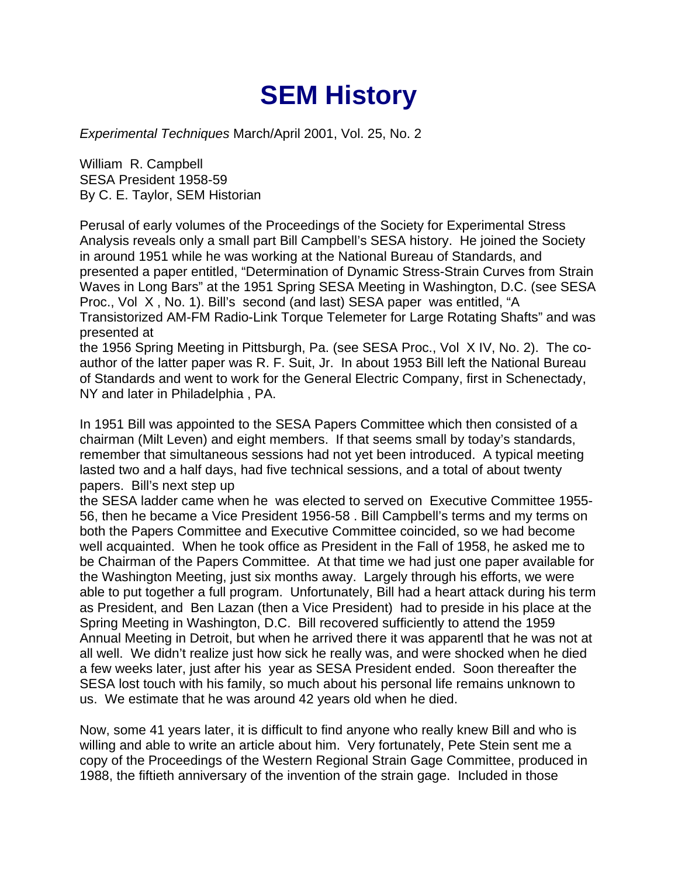# SEM History

*Experimental Techniques* March/April 2001, Vol. 25, No. 2

William R. Campbell
SESA President 1958-59
By C. E. Taylor, SEM Historian

Perusal of early volumes of the Proceedings of the Society for Experimental Stress Analysis reveals only a small part Bill Campbell's SESA history. He joined the Society in around 1951 while he was working at the National Bureau of Standards, and presented a paper entitled, "Determination of Dynamic Stress-Strain Curves from Strain Waves in Long Bars" at the 1951 Spring SESA Meeting in Washington, D.C. (see SESA Proc., Vol X , No. 1). Bill's second (and last) SESA paper was entitled, "A Transistorized AM-FM Radio-Link Torque Telemeter for Large Rotating Shafts" and was presented at the 1956 Spring Meeting in Pittsburgh, Pa. (see SESA Proc., Vol X IV, No. 2). The co-author of the latter paper was R. F. Suit, Jr. In about 1953 Bill left the National Bureau of Standards and went to work for the General Electric Company, first in Schenectady, NY and later in Philadelphia , PA.

In 1951 Bill was appointed to the SESA Papers Committee which then consisted of a chairman (Milt Leven) and eight members. If that seems small by today's standards, remember that simultaneous sessions had not yet been introduced. A typical meeting lasted two and a half days, had five technical sessions, and a total of about twenty papers. Bill's next step up the SESA ladder came when he was elected to served on Executive Committee 1955-56, then he became a Vice President 1956-58 . Bill Campbell's terms and my terms on both the Papers Committee and Executive Committee coincided, so we had become well acquainted. When he took office as President in the Fall of 1958, he asked me to be Chairman of the Papers Committee. At that time we had just one paper available for the Washington Meeting, just six months away. Largely through his efforts, we were able to put together a full program. Unfortunately, Bill had a heart attack during his term as President, and Ben Lazan (then a Vice President) had to preside in his place at the Spring Meeting in Washington, D.C. Bill recovered sufficiently to attend the 1959 Annual Meeting in Detroit, but when he arrived there it was apparentl that he was not at all well. We didn't realize just how sick he really was, and were shocked when he died a few weeks later, just after his year as SESA President ended. Soon thereafter the SESA lost touch with his family, so much about his personal life remains unknown to us. We estimate that he was around 42 years old when he died.

Now, some 41 years later, it is difficult to find anyone who really knew Bill and who is willing and able to write an article about him. Very fortunately, Pete Stein sent me a copy of the Proceedings of the Western Regional Strain Gage Committee, produced in 1988, the fiftieth anniversary of the invention of the strain gage. Included in those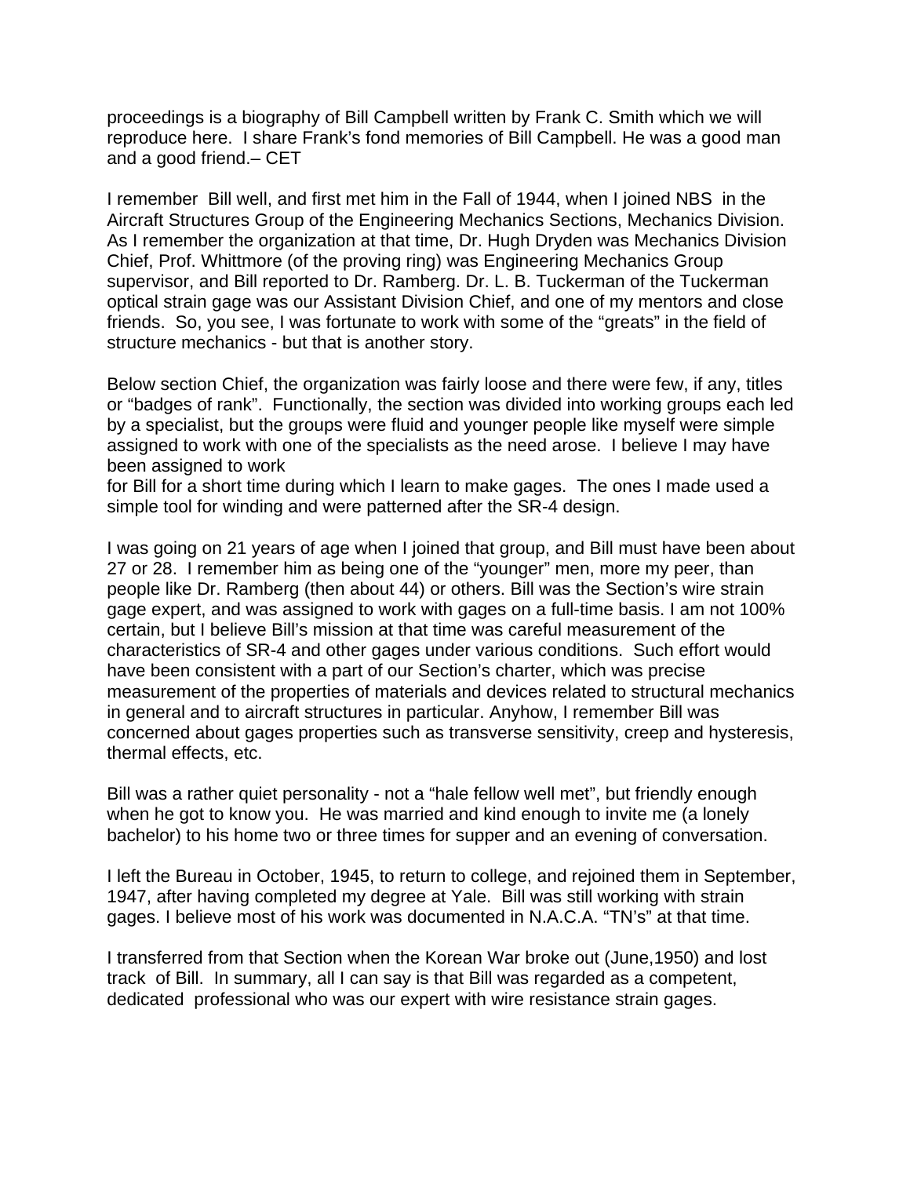proceedings is a biography of Bill Campbell written by Frank C. Smith which we will reproduce here. I share Frank's fond memories of Bill Campbell. He was a good man and a good friend.– CET

I remember Bill well, and first met him in the Fall of 1944, when I joined NBS in the Aircraft Structures Group of the Engineering Mechanics Sections, Mechanics Division. As I remember the organization at that time, Dr. Hugh Dryden was Mechanics Division Chief, Prof. Whittmore (of the proving ring) was Engineering Mechanics Group supervisor, and Bill reported to Dr. Ramberg. Dr. L. B. Tuckerman of the Tuckerman optical strain gage was our Assistant Division Chief, and one of my mentors and close friends. So, you see, I was fortunate to work with some of the "greats" in the field of structure mechanics - but that is another story.

Below section Chief, the organization was fairly loose and there were few, if any, titles or "badges of rank". Functionally, the section was divided into working groups each led by a specialist, but the groups were fluid and younger people like myself were simple assigned to work with one of the specialists as the need arose. I believe I may have been assigned to work for Bill for a short time during which I learn to make gages. The ones I made used a simple tool for winding and were patterned after the SR-4 design.

I was going on 21 years of age when I joined that group, and Bill must have been about 27 or 28. I remember him as being one of the "younger" men, more my peer, than people like Dr. Ramberg (then about 44) or others. Bill was the Section's wire strain gage expert, and was assigned to work with gages on a full-time basis. I am not 100% certain, but I believe Bill's mission at that time was careful measurement of the characteristics of SR-4 and other gages under various conditions. Such effort would have been consistent with a part of our Section's charter, which was precise measurement of the properties of materials and devices related to structural mechanics in general and to aircraft structures in particular. Anyhow, I remember Bill was concerned about gages properties such as transverse sensitivity, creep and hysteresis, thermal effects, etc.

Bill was a rather quiet personality - not a "hale fellow well met", but friendly enough when he got to know you. He was married and kind enough to invite me (a lonely bachelor) to his home two or three times for supper and an evening of conversation.

I left the Bureau in October, 1945, to return to college, and rejoined them in September, 1947, after having completed my degree at Yale. Bill was still working with strain gages. I believe most of his work was documented in N.A.C.A. "TN's" at that time.

I transferred from that Section when the Korean War broke out (June,1950) and lost track of Bill. In summary, all I can say is that Bill was regarded as a competent, dedicated professional who was our expert with wire resistance strain gages.